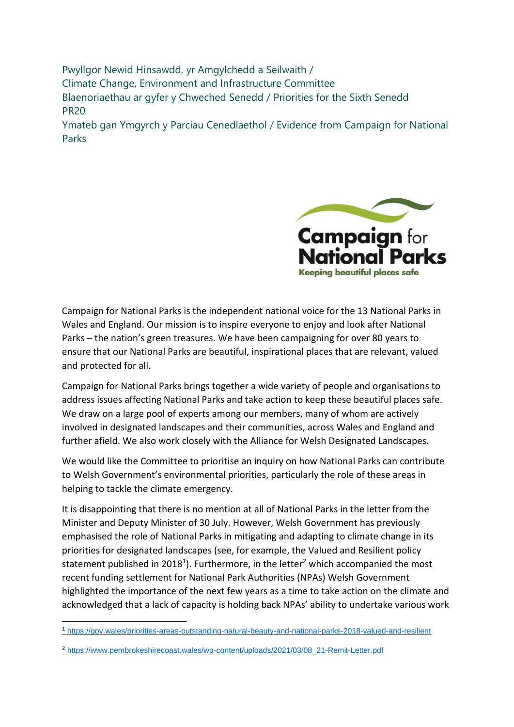Pwyllgor Newid Hinsawdd, yr Amgylchedd a Seilwaith /
Climate Change, Environment and Infrastructure Committee
Blaenoriaethau ar gyfer y Chweched Senedd / Priorities for the Sixth Senedd
PR20
Ymateb gan Ymgyrch y Parciau Cenedlaethol / Evidence from Campaign for National Parks

**Campaign for National Parks**
**Keeping beautiful places safe**

Campaign for National Parks is the independent national voice for the 13 National Parks in Wales and England. Our mission is to inspire everyone to enjoy and look after National Parks – the nation's green treasures. We have been campaigning for over 80 years to ensure that our National Parks are beautiful, inspirational places that are relevant, valued and protected for all.

Campaign for National Parks brings together a wide variety of people and organisations to address issues affecting National Parks and take action to keep these beautiful places safe. We draw on a large pool of experts among our members, many of whom are actively involved in designated landscapes and their communities, across Wales and England and further afield. We also work closely with the Alliance for Welsh Designated Landscapes.

We would like the Committee to prioritise an inquiry on how National Parks can contribute to Welsh Government's environmental priorities, particularly the role of these areas in helping to tackle the climate emergency.

It is disappointing that there is no mention at all of National Parks in the letter from the Minister and Deputy Minister of 30 July. However, Welsh Government has previously emphasised the role of National Parks in mitigating and adapting to climate change in its priorities for designated landscapes (see, for example, the Valued and Resilient policy statement published in 2018[1]). Furthermore, in the letter[2] which accompanied the most recent funding settlement for National Park Authorities (NPAs) Welsh Government highlighted the importance of the next few years as a time to take action on the climate and acknowledged that a lack of capacity is holding back NPAs' ability to undertake various work

[1] https://gov.wales/priorities-areas-outstanding-natural-beauty-and-national-parks-2018-valued-and-resilient

[2] https://www.pembrokeshirecoast.wales/wp-content/uploads/2021/03/08_21-Remit-Letter.pdf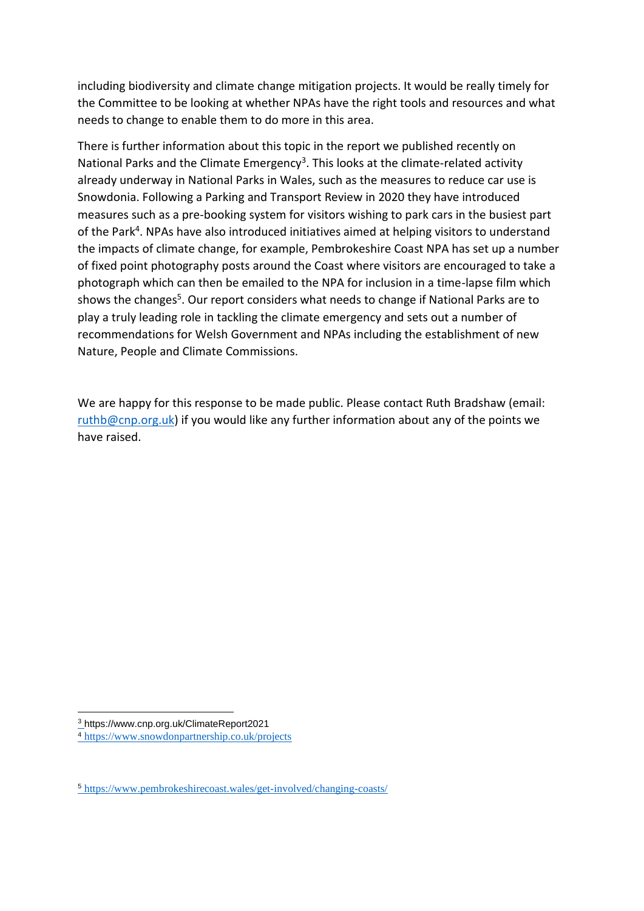including biodiversity and climate change mitigation projects. It would be really timely for the Committee to be looking at whether NPAs have the right tools and resources and what needs to change to enable them to do more in this area.

There is further information about this topic in the report we published recently on National Parks and the Climate Emergency[3]. This looks at the climate-related activity already underway in National Parks in Wales, such as the measures to reduce car use is Snowdonia. Following a Parking and Transport Review in 2020 they have introduced measures such as a pre-booking system for visitors wishing to park cars in the busiest part of the Park[4]. NPAs have also introduced initiatives aimed at helping visitors to understand the impacts of climate change, for example, Pembrokeshire Coast NPA has set up a number of fixed point photography posts around the Coast where visitors are encouraged to take a photograph which can then be emailed to the NPA for inclusion in a time-lapse film which shows the changes[5]. Our report considers what needs to change if National Parks are to play a truly leading role in tackling the climate emergency and sets out a number of recommendations for Welsh Government and NPAs including the establishment of new Nature, People and Climate Commissions.

We are happy for this response to be made public. Please contact Ruth Bradshaw (email: ruthb@cnp.org.uk) if you would like any further information about any of the points we have raised.

[3] https://www.cnp.org.uk/ClimateReport2021

[4] https://www.snowdonpartnership.co.uk/projects

[5] https://www.pembrokeshirecoast.wales/get-involved/changing-coasts/